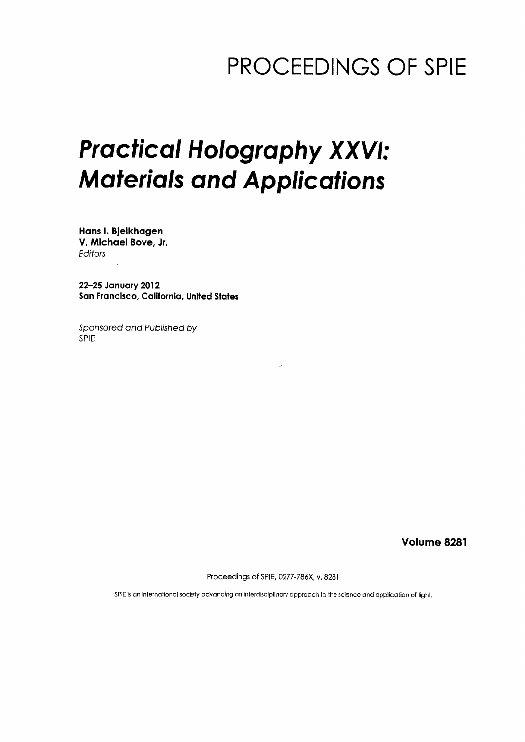# PROCEEDINGS OF SPIE

# *Practical Holography XXVI: Materials and Applications*

**Hans I. Bjelkhagen**
**V. Michael Bove, Jr.**
*Editors*

**22–25 January 2012**
**San Francisco, California, United States**

*Sponsored and Published by*
SPIE

**Volume 8281**

Proceedings of SPIE, 0277-786X, v. 8281

SPIE is an international society advancing an interdisciplinary approach to the science and application of light.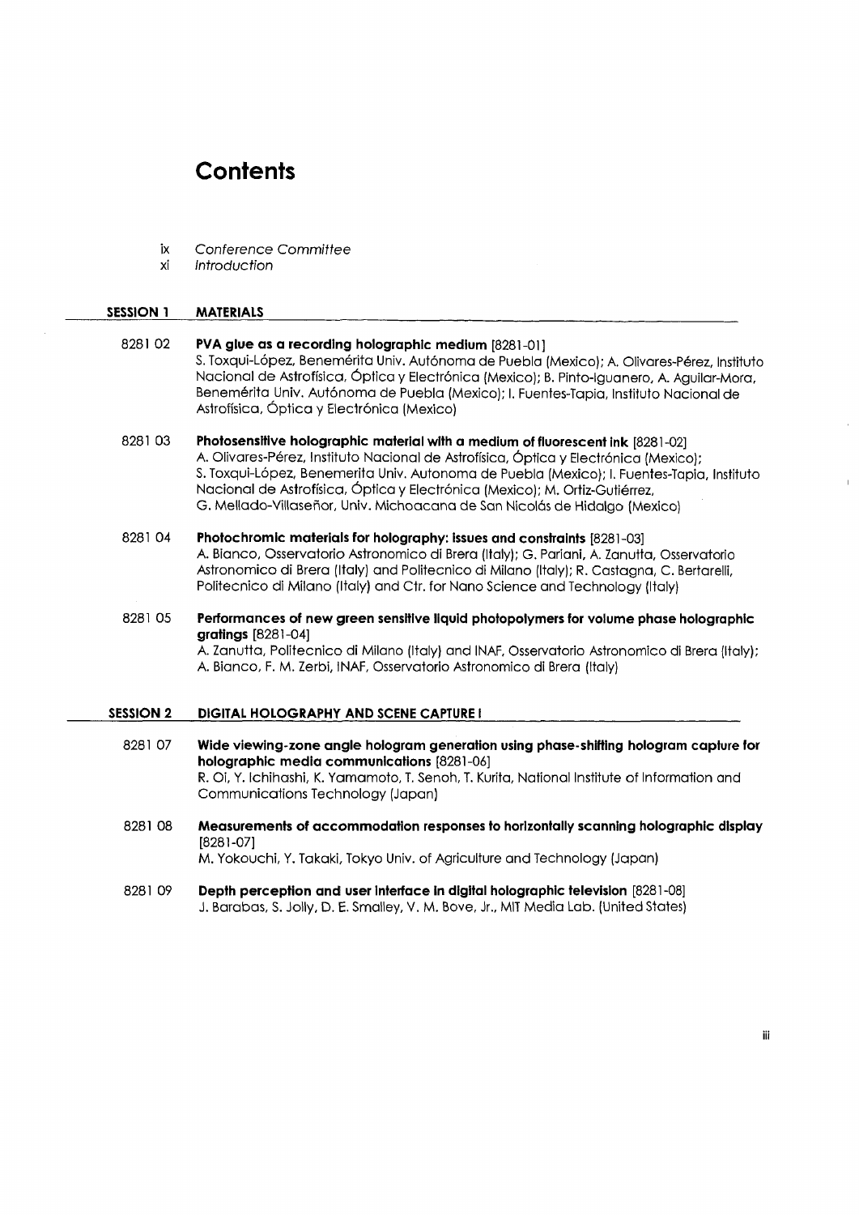# Contents

- ix *Conference Committee*
- xi *Introduction*

## SESSION 1 MATERIALS

8281 02 **PVA glue as a recording holographic medium** [8281-01]
S. Toxqui-López, Benemérita Univ. Autónoma de Puebla (Mexico); A. Olivares-Pérez, Instituto Nacional de Astrofísica, Óptica y Electrónica (Mexico); B. Pinto-Iguanero, A. Aguilar-Mora, Benemérita Univ. Autónoma de Puebla (Mexico); I. Fuentes-Tapia, Instituto Nacional de Astrofísica, Óptica y Electrónica (Mexico)

8281 03 **Photosensitive holographic material with a medium of fluorescent ink** [8281-02]
A. Olivares-Pérez, Instituto Nacional de Astrofísica, Óptica y Electrónica (Mexico); S. Toxqui-López, Benemerita Univ. Autonoma de Puebla (Mexico); I. Fuentes-Tapia, Instituto Nacional de Astrofísica, Óptica y Electrónica (Mexico); M. Ortiz-Gutiérrez, G. Mellado-Villaseñor, Univ. Michoacana de San Nicolás de Hidalgo (Mexico)

8281 04 **Photochromic materials for holography: issues and constraints** [8281-03]
A. Bianco, Osservatorio Astronomico di Brera (Italy); G. Pariani, A. Zanutta, Osservatorio Astronomico di Brera (Italy) and Politecnico di Milano (Italy); R. Castagna, C. Bertarelli, Politecnico di Milano (Italy) and Ctr. for Nano Science and Technology (Italy)

8281 05 **Performances of new green sensitive liquid photopolymers for volume phase holographic gratings** [8281-04]
A. Zanutta, Politecnico di Milano (Italy) and INAF, Osservatorio Astronomico di Brera (Italy); A. Bianco, F. M. Zerbi, INAF, Osservatorio Astronomico di Brera (Italy)

## SESSION 2 DIGITAL HOLOGRAPHY AND SCENE CAPTURE I

8281 07 **Wide viewing-zone angle hologram generation using phase-shifting hologram capture for holographic media communications** [8281-06]
R. Oi, Y. Ichihashi, K. Yamamoto, T. Senoh, T. Kurita, National Institute of Information and Communications Technology (Japan)

8281 08 **Measurements of accommodation responses to horizontally scanning holographic display** [8281-07]
M. Yokouchi, Y. Takaki, Tokyo Univ. of Agriculture and Technology (Japan)

8281 09 **Depth perception and user interface in digital holographic television** [8281-08]
J. Barabas, S. Jolly, D. E. Smalley, V. M. Bove, Jr., MIT Media Lab. (United States)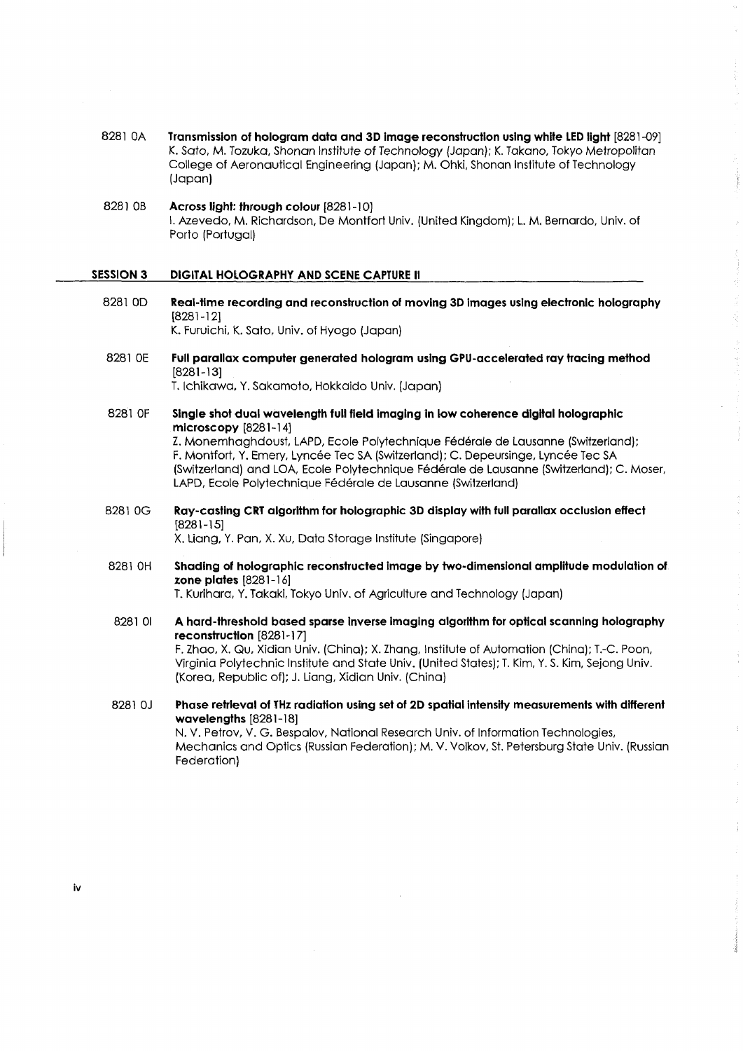8281 0A **Transmission of hologram data and 3D image reconstruction using white LED light** [8281-09]
K. Sato, M. Tozuka, Shonan Institute of Technology (Japan); K. Takano, Tokyo Metropolitan College of Aeronautical Engineering (Japan); M. Ohki, Shonan Institute of Technology (Japan)

8281 0B **Across light: through colour** [8281-10]
I. Azevedo, M. Richardson, De Montfort Univ. (United Kingdom); L. M. Bernardo, Univ. of Porto (Portugal)

## SESSION 3 DIGITAL HOLOGRAPHY AND SCENE CAPTURE II

8281 0D **Real-time recording and reconstruction of moving 3D images using electronic holography** [8281-12]
K. Furuichi, K. Sato, Univ. of Hyogo (Japan)

8281 0E **Full parallax computer generated hologram using GPU-accelerated ray tracing method** [8281-13]
T. Ichikawa, Y. Sakamoto, Hokkaido Univ. (Japan)

8281 0F **Single shot dual wavelength full field imaging in low coherence digital holographic microscopy** [8281-14]
Z. Monemhaghdoust, LAPD, Ecole Polytechnique Fédérale de Lausanne (Switzerland); F. Montfort, Y. Emery, Lyncée Tec SA (Switzerland); C. Depeursinge, Lyncée Tec SA (Switzerland) and LOA, Ecole Polytechnique Fédérale de Lausanne (Switzerland); C. Moser, LAPD, Ecole Polytechnique Fédérale de Lausanne (Switzerland)

8281 0G **Ray-casting CRT algorithm for holographic 3D display with full parallax occlusion effect** [8281-15]
X. Liang, Y. Pan, X. Xu, Data Storage Institute (Singapore)

8281 0H **Shading of holographic reconstructed image by two-dimensional amplitude modulation of zone plates** [8281-16]
T. Kurihara, Y. Takaki, Tokyo Univ. of Agriculture and Technology (Japan)

8281 0I **A hard-threshold based sparse inverse imaging algorithm for optical scanning holography reconstruction** [8281-17]
F. Zhao, X. Qu, Xidian Univ. (China); X. Zhang, Institute of Automation (China); T.-C. Poon, Virginia Polytechnic Institute and State Univ. (United States); T. Kim, Y. S. Kim, Sejong Univ. (Korea, Republic of); J. Liang, Xidian Univ. (China)

8281 0J **Phase retrieval of THz radiation using set of 2D spatial intensity measurements with different wavelengths** [8281-18]
N. V. Petrov, V. G. Bespalov, National Research Univ. of Information Technologies, Mechanics and Optics (Russian Federation); M. V. Volkov, St. Petersburg State Univ. (Russian Federation)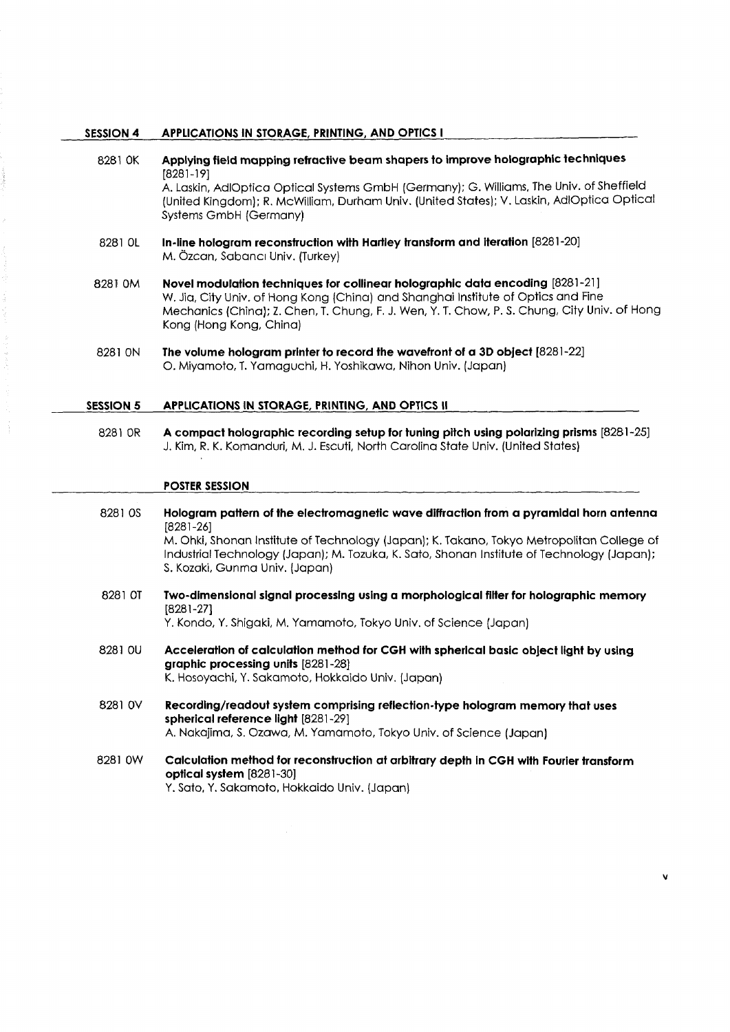## SESSION 4 APPLICATIONS IN STORAGE, PRINTING, AND OPTICS I

8281 0K **Applying field mapping refractive beam shapers to improve holographic techniques** [8281-19]
A. Laskin, AdlOptica Optical Systems GmbH (Germany); G. Williams, The Univ. of Sheffield (United Kingdom); R. McWilliam, Durham Univ. (United States); V. Laskin, AdlOptica Optical Systems GmbH (Germany)

8281 0L **In-line hologram reconstruction with Hartley transform and iteration** [8281-20]
M. Özcan, Sabancı Univ. (Turkey)

8281 0M **Novel modulation techniques for collinear holographic data encoding** [8281-21]
W. Jia, City Univ. of Hong Kong (China) and Shanghai Institute of Optics and Fine Mechanics (China); Z. Chen, T. Chung, F. J. Wen, Y. T. Chow, P. S. Chung, City Univ. of Hong Kong (Hong Kong, China)

8281 0N **The volume hologram printer to record the wavefront of a 3D object** [8281-22]
O. Miyamoto, T. Yamaguchi, H. Yoshikawa, Nihon Univ. (Japan)

## SESSION 5 APPLICATIONS IN STORAGE, PRINTING, AND OPTICS II

8281 0R **A compact holographic recording setup for tuning pitch using polarizing prisms** [8281-25]
J. Kim, R. K. Komanduri, M. J. Escuti, North Carolina State Univ. (United States)

## POSTER SESSION

8281 0S **Hologram pattern of the electromagnetic wave diffraction from a pyramidal horn antenna** [8281-26]
M. Ohki, Shonan Institute of Technology (Japan); K. Takano, Tokyo Metropolitan College of Industrial Technology (Japan); M. Tozuka, K. Sato, Shonan Institute of Technology (Japan); S. Kozaki, Gunma Univ. (Japan)

8281 0T **Two-dimensional signal processing using a morphological filter for holographic memory** [8281-27]
Y. Kondo, Y. Shigaki, M. Yamamoto, Tokyo Univ. of Science (Japan)

8281 0U **Acceleration of calculation method for CGH with spherical basic object light by using graphic processing units** [8281-28]
K. Hosoyachi, Y. Sakamoto, Hokkaido Univ. (Japan)

8281 0V **Recording/readout system comprising reflection-type hologram memory that uses spherical reference light** [8281-29]
A. Nakajima, S. Ozawa, M. Yamamoto, Tokyo Univ. of Science (Japan)

8281 0W **Calculation method for reconstruction at arbitrary depth in CGH with Fourier transform optical system** [8281-30]
Y. Sato, Y. Sakamoto, Hokkaido Univ. (Japan)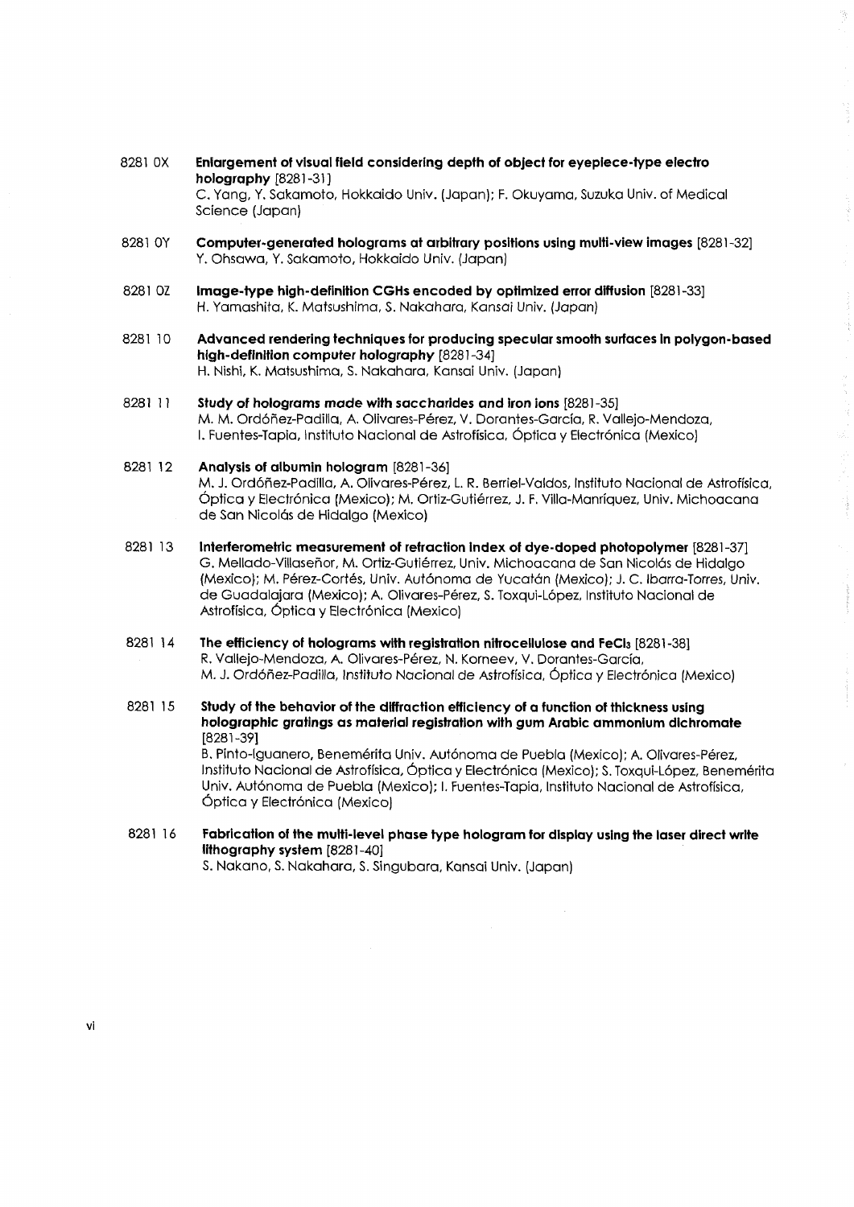8281 0X **Enlargement of visual field considering depth of object for eyepiece-type electro holography** [8281-31]
C. Yang, Y. Sakamoto, Hokkaido Univ. (Japan); F. Okuyama, Suzuka Univ. of Medical Science (Japan)

8281 0Y **Computer-generated holograms at arbitrary positions using multi-view images** [8281-32]
Y. Ohsawa, Y. Sakamoto, Hokkaido Univ. (Japan)

8281 0Z **Image-type high-definition CGHs encoded by optimized error diffusion** [8281-33]
H. Yamashita, K. Matsushima, S. Nakahara, Kansai Univ. (Japan)

8281 10 **Advanced rendering techniques for producing specular smooth surfaces in polygon-based high-definition computer holography** [8281-34]
H. Nishi, K. Matsushima, S. Nakahara, Kansai Univ. (Japan)

8281 11 **Study of holograms made with saccharides and iron ions** [8281-35]
M. M. Ordóñez-Padilla, A. Olivares-Pérez, V. Dorantes-García, R. Vallejo-Mendoza, I. Fuentes-Tapia, Instituto Nacional de Astrofísica, Óptica y Electrónica (Mexico)

8281 12 **Analysis of albumin hologram** [8281-36]
M. J. Ordóñez-Padilla, A. Olivares-Pérez, L. R. Berriel-Valdos, Instituto Nacional de Astrofísica, Óptica y Electrónica (Mexico); M. Ortiz-Gutiérrez, J. F. Villa-Manríquez, Univ. Michoacana de San Nicolás de Hidalgo (Mexico)

8281 13 **Interferometric measurement of refraction index of dye-doped photopolymer** [8281-37]
G. Mellado-Villaseñor, M. Ortiz-Gutiérrez, Univ. Michoacana de San Nicolás de Hidalgo (Mexico); M. Pérez-Cortés, Univ. Autónoma de Yucatán (Mexico); J. C. Ibarra-Torres, Univ. de Guadalajara (Mexico); A. Olivares-Pérez, S. Toxqui-López, Instituto Nacional de Astrofísica, Óptica y Electrónica (Mexico)

8281 14 **The efficiency of holograms with registration nitrocellulose and $FeCl_3$** [8281-38]
R. Vallejo-Mendoza, A. Olivares-Pérez, N. Korneev, V. Dorantes-García, M. J. Ordóñez-Padilla, Instituto Nacional de Astrofísica, Óptica y Electrónica (Mexico)

8281 15 **Study of the behavior of the diffraction efficiency of a function of thickness using holographic gratings as material registration with gum Arabic ammonium dichromate** [8281-39]
B. Pinto-Iguanero, Benemérita Univ. Autónoma de Puebla (Mexico); A. Olivares-Pérez, Instituto Nacional de Astrofísica, Óptica y Electrónica (Mexico); S. Toxqui-López, Benemérita Univ. Autónoma de Puebla (Mexico); I. Fuentes-Tapia, Instituto Nacional de Astrofísica, Óptica y Electrónica (Mexico)

8281 16 **Fabrication of the multi-level phase type hologram for display using the laser direct write lithography system** [8281-40]
S. Nakano, S. Nakahara, S. Singubara, Kansai Univ. (Japan)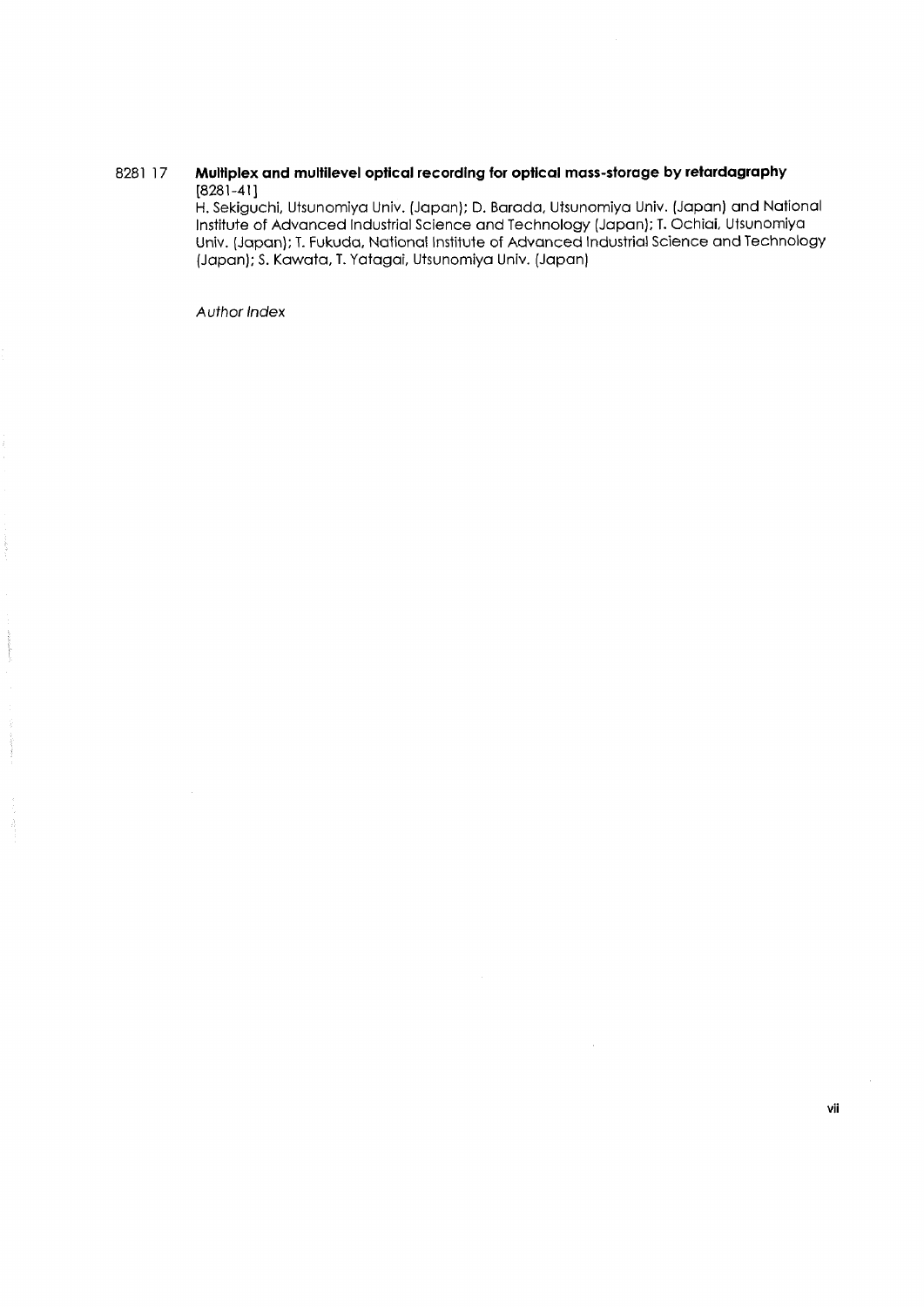8281 17 **Multiplex and multilevel optical recording for optical mass-storage by retardagraphy** [8281-41]
H. Sekiguchi, Utsunomiya Univ. (Japan); D. Barada, Utsunomiya Univ. (Japan) and National Institute of Advanced Industrial Science and Technology (Japan); T. Ochiai, Utsunomiya Univ. (Japan); T. Fukuda, National Institute of Advanced Industrial Science and Technology (Japan); S. Kawata, T. Yatagai, Utsunomiya Univ. (Japan)

*Author Index*